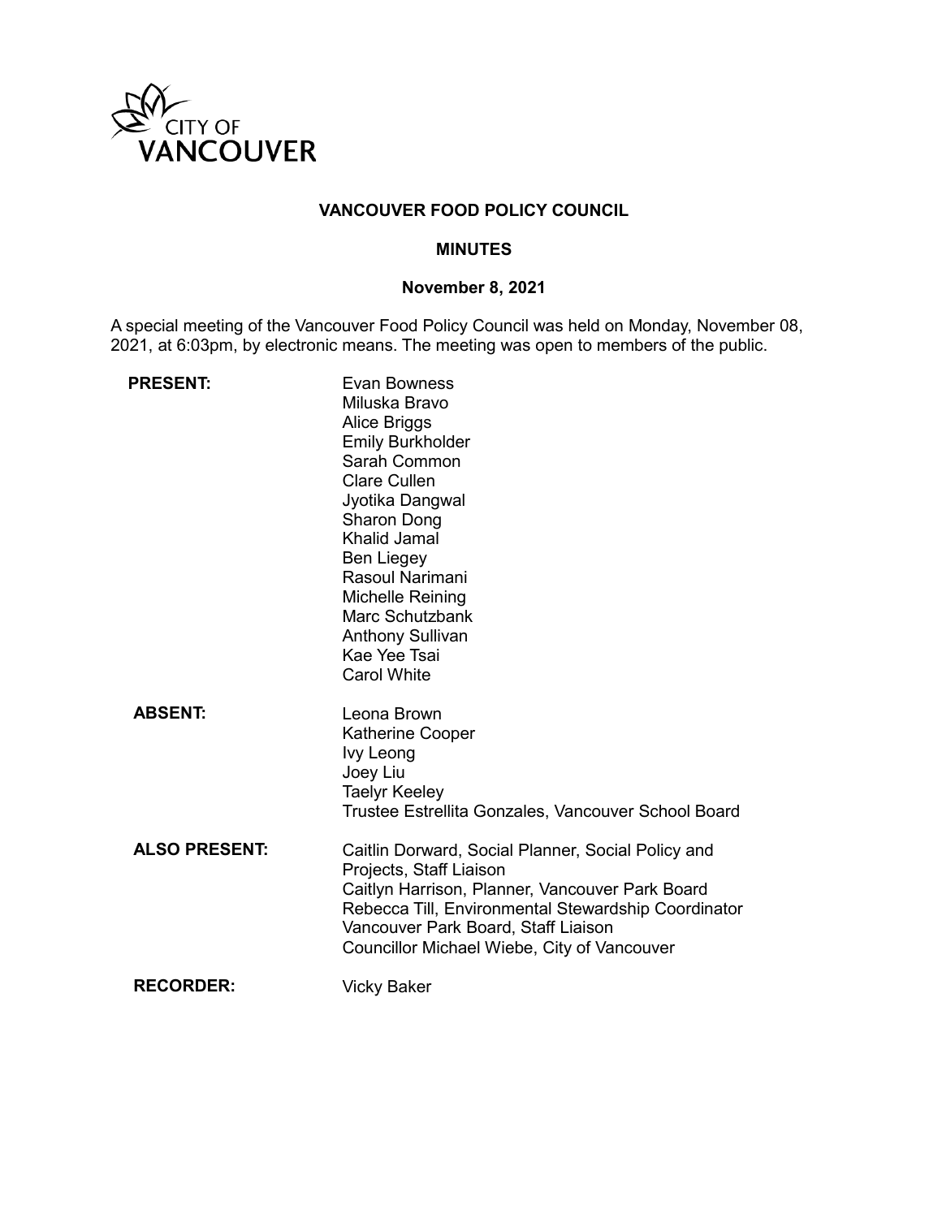CITY OF VANCOUVER

# VANCOUVER FOOD POLICY COUNCIL

## MINUTES

### November 8, 2021

A special meeting of the Vancouver Food Policy Council was held on Monday, November 08, 2021, at 6:03pm, by electronic means. The meeting was open to members of the public.

**PRESENT:**
Evan Bowness
Miluska Bravo
Alice Briggs
Emily Burkholder
Sarah Common
Clare Cullen
Jyotika Dangwal
Sharon Dong
Khalid Jamal
Ben Liegey
Rasoul Narimani
Michelle Reining
Marc Schutzbank
Anthony Sullivan
Kae Yee Tsai
Carol White

**ABSENT:**
Leona Brown
Katherine Cooper
Ivy Leong
Joey Liu
Taelyr Keeley
Trustee Estrellita Gonzales, Vancouver School Board

**ALSO PRESENT:**
Caitlin Dorward, Social Planner, Social Policy and Projects, Staff Liaison
Caitlyn Harrison, Planner, Vancouver Park Board
Rebecca Till, Environmental Stewardship Coordinator Vancouver Park Board, Staff Liaison
Councillor Michael Wiebe, City of Vancouver

**RECORDER:**
Vicky Baker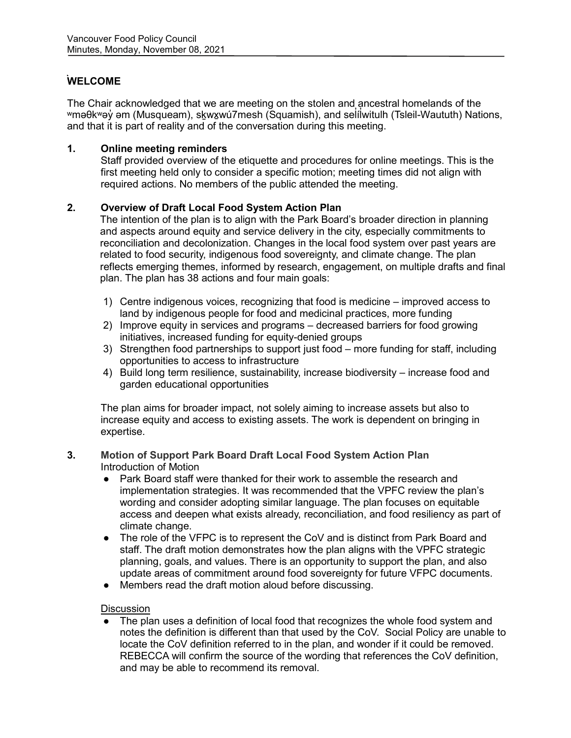## WELCOME

The Chair acknowledged that we are meeting on the stolen and ancestral homelands of the ʷməθkʷəy̓ əm (Musqueam), sḵwx̱wú7mesh (Squamish), and səl̓ílwitulh (Tsleil-Waututh) Nations, and that it is part of reality and of the conversation during this meeting.

**1. Online meeting reminders**

Staff provided overview of the etiquette and procedures for online meetings. This is the first meeting held only to consider a specific motion; meeting times did not align with required actions. No members of the public attended the meeting.

**2. Overview of Draft Local Food System Action Plan**

The intention of the plan is to align with the Park Board's broader direction in planning and aspects around equity and service delivery in the city, especially commitments to reconciliation and decolonization. Changes in the local food system over past years are related to food security, indigenous food sovereignty, and climate change. The plan reflects emerging themes, informed by research, engagement, on multiple drafts and final plan. The plan has 38 actions and four main goals:

1) Centre indigenous voices, recognizing that food is medicine – improved access to land by indigenous people for food and medicinal practices, more funding
2) Improve equity in services and programs – decreased barriers for food growing initiatives, increased funding for equity-denied groups
3) Strengthen food partnerships to support just food – more funding for staff, including opportunities to access to infrastructure
4) Build long term resilience, sustainability, increase biodiversity – increase food and garden educational opportunities

The plan aims for broader impact, not solely aiming to increase assets but also to increase equity and access to existing assets. The work is dependent on bringing in expertise.

**3. Motion of Support Park Board Draft Local Food System Action Plan**

Introduction of Motion

- Park Board staff were thanked for their work to assemble the research and implementation strategies. It was recommended that the VPFC review the plan's wording and consider adopting similar language. The plan focuses on equitable access and deepen what exists already, reconciliation, and food resiliency as part of climate change.
- The role of the VFPC is to represent the CoV and is distinct from Park Board and staff. The draft motion demonstrates how the plan aligns with the VPFC strategic planning, goals, and values. There is an opportunity to support the plan, and also update areas of commitment around food sovereignty for future VFPC documents.
- Members read the draft motion aloud before discussing.

Discussion

- The plan uses a definition of local food that recognizes the whole food system and notes the definition is different than that used by the CoV. Social Policy are unable to locate the CoV definition referred to in the plan, and wonder if it could be removed. REBECCA will confirm the source of the wording that references the CoV definition, and may be able to recommend its removal.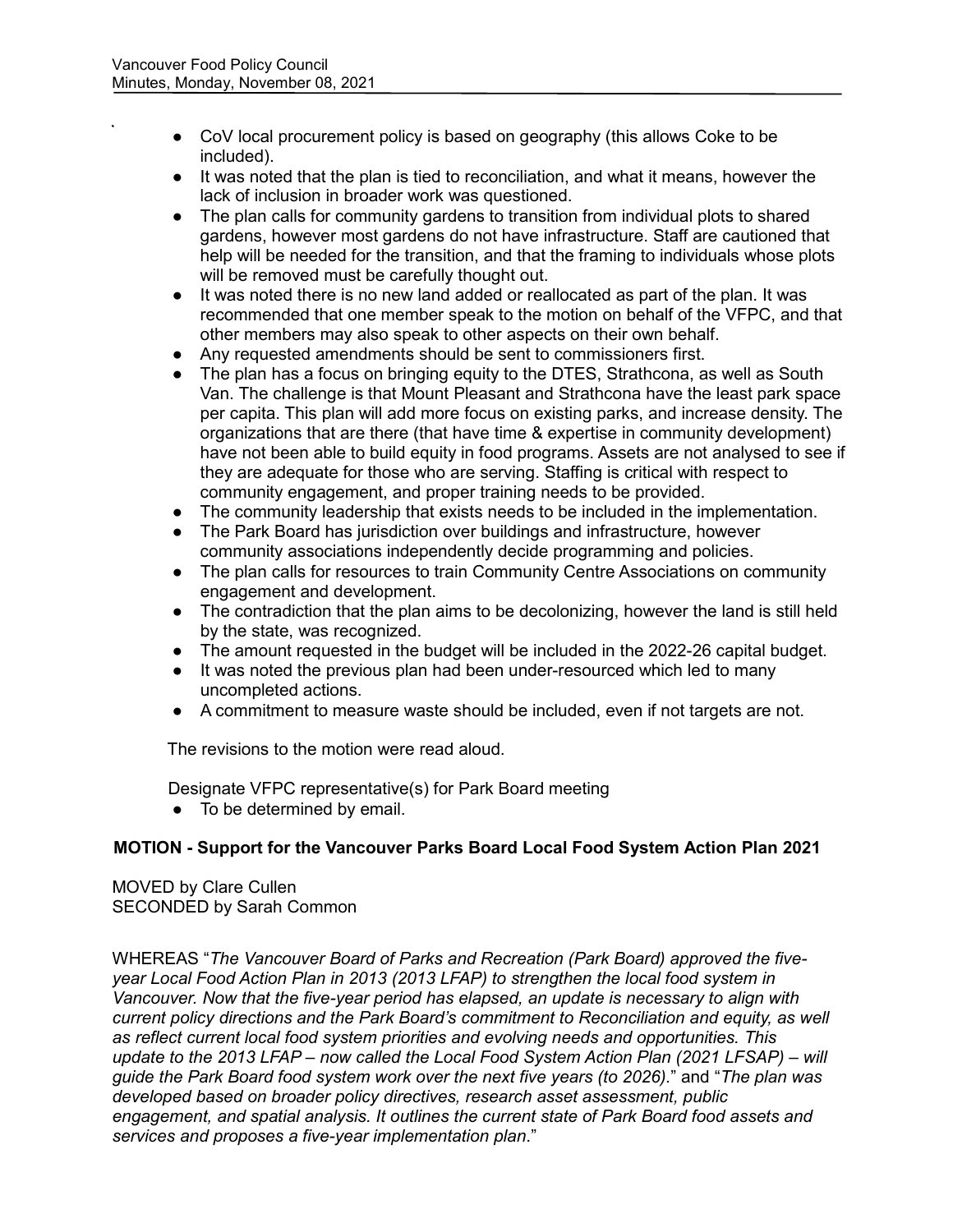- CoV local procurement policy is based on geography (this allows Coke to be included).
- It was noted that the plan is tied to reconciliation, and what it means, however the lack of inclusion in broader work was questioned.
- The plan calls for community gardens to transition from individual plots to shared gardens, however most gardens do not have infrastructure. Staff are cautioned that help will be needed for the transition, and that the framing to individuals whose plots will be removed must be carefully thought out.
- It was noted there is no new land added or reallocated as part of the plan. It was recommended that one member speak to the motion on behalf of the VFPC, and that other members may also speak to other aspects on their own behalf.
- Any requested amendments should be sent to commissioners first.
- The plan has a focus on bringing equity to the DTES, Strathcona, as well as South Van. The challenge is that Mount Pleasant and Strathcona have the least park space per capita. This plan will add more focus on existing parks, and increase density. The organizations that are there (that have time & expertise in community development) have not been able to build equity in food programs. Assets are not analysed to see if they are adequate for those who are serving. Staffing is critical with respect to community engagement, and proper training needs to be provided.
- The community leadership that exists needs to be included in the implementation.
- The Park Board has jurisdiction over buildings and infrastructure, however community associations independently decide programming and policies.
- The plan calls for resources to train Community Centre Associations on community engagement and development.
- The contradiction that the plan aims to be decolonizing, however the land is still held by the state, was recognized.
- The amount requested in the budget will be included in the 2022-26 capital budget.
- It was noted the previous plan had been under-resourced which led to many uncompleted actions.
- A commitment to measure waste should be included, even if not targets are not.

The revisions to the motion were read aloud.

Designate VFPC representative(s) for Park Board meeting

- To be determined by email.

**MOTION - Support for the Vancouver Parks Board Local Food System Action Plan 2021**

MOVED by Clare Cullen
SECONDED by Sarah Common

WHEREAS "*The Vancouver Board of Parks and Recreation (Park Board) approved the five-year Local Food Action Plan in 2013 (2013 LFAP) to strengthen the local food system in Vancouver. Now that the five-year period has elapsed, an update is necessary to align with current policy directions and the Park Board's commitment to Reconciliation and equity, as well as reflect current local food system priorities and evolving needs and opportunities. This update to the 2013 LFAP – now called the Local Food System Action Plan (2021 LFSAP) – will guide the Park Board food system work over the next five years (to 2026).*" and "*The plan was developed based on broader policy directives, research asset assessment, public engagement, and spatial analysis. It outlines the current state of Park Board food assets and services and proposes a five-year implementation plan.*"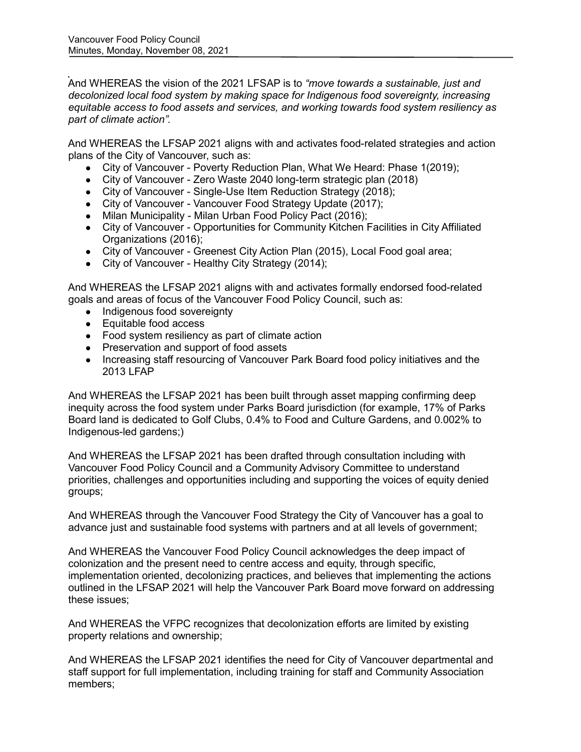And WHEREAS the vision of the 2021 LFSAP is to *"move towards a sustainable, just and decolonized local food system by making space for Indigenous food sovereignty, increasing equitable access to food assets and services, and working towards food system resiliency as part of climate action".*

And WHEREAS the LFSAP 2021 aligns with and activates food-related strategies and action plans of the City of Vancouver, such as:

- City of Vancouver - Poverty Reduction Plan, What We Heard: Phase 1(2019);
- City of Vancouver - Zero Waste 2040 long-term strategic plan (2018)
- City of Vancouver - Single-Use Item Reduction Strategy (2018);
- City of Vancouver - Vancouver Food Strategy Update (2017);
- Milan Municipality - Milan Urban Food Policy Pact (2016);
- City of Vancouver - Opportunities for Community Kitchen Facilities in City Affiliated Organizations (2016);
- City of Vancouver - Greenest City Action Plan (2015), Local Food goal area;
- City of Vancouver - Healthy City Strategy (2014);

And WHEREAS the LFSAP 2021 aligns with and activates formally endorsed food-related goals and areas of focus of the Vancouver Food Policy Council, such as:

- Indigenous food sovereignty
- Equitable food access
- Food system resiliency as part of climate action
- Preservation and support of food assets
- Increasing staff resourcing of Vancouver Park Board food policy initiatives and the 2013 LFAP

And WHEREAS the LFSAP 2021 has been built through asset mapping confirming deep inequity across the food system under Parks Board jurisdiction (for example, 17% of Parks Board land is dedicated to Golf Clubs, 0.4% to Food and Culture Gardens, and 0.002% to Indigenous-led gardens;)

And WHEREAS the LFSAP 2021 has been drafted through consultation including with Vancouver Food Policy Council and a Community Advisory Committee to understand priorities, challenges and opportunities including and supporting the voices of equity denied groups;

And WHEREAS through the Vancouver Food Strategy the City of Vancouver has a goal to advance just and sustainable food systems with partners and at all levels of government;

And WHEREAS the Vancouver Food Policy Council acknowledges the deep impact of colonization and the present need to centre access and equity, through specific, implementation oriented, decolonizing practices, and believes that implementing the actions outlined in the LFSAP 2021 will help the Vancouver Park Board move forward on addressing these issues;

And WHEREAS the VFPC recognizes that decolonization efforts are limited by existing property relations and ownership;

And WHEREAS the LFSAP 2021 identifies the need for City of Vancouver departmental and staff support for full implementation, including training for staff and Community Association members;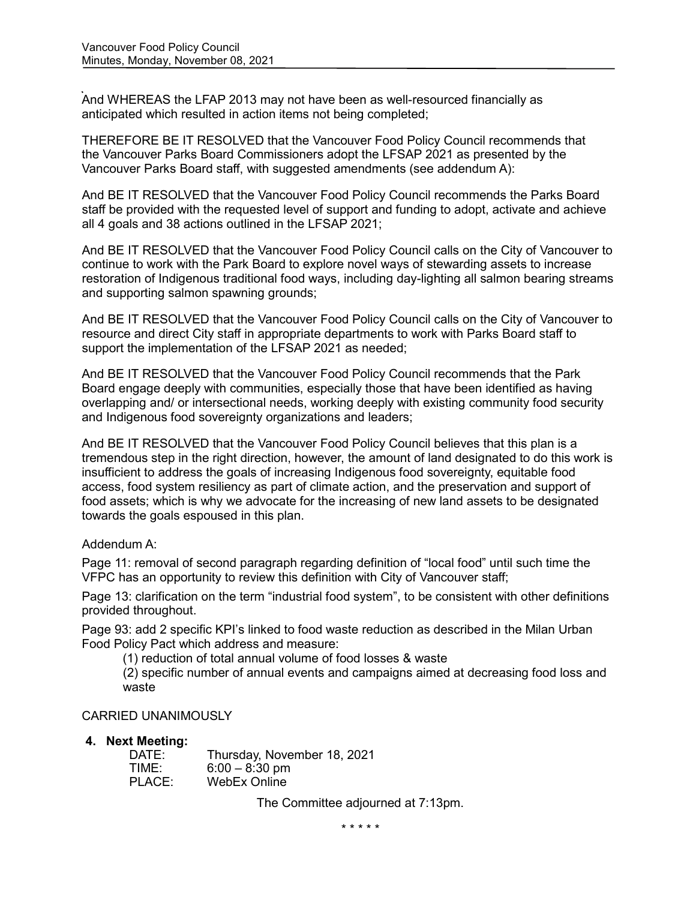And WHEREAS the LFAP 2013 may not have been as well-resourced financially as anticipated which resulted in action items not being completed;

THEREFORE BE IT RESOLVED that the Vancouver Food Policy Council recommends that the Vancouver Parks Board Commissioners adopt the LFSAP 2021 as presented by the Vancouver Parks Board staff, with suggested amendments (see addendum A):

And BE IT RESOLVED that the Vancouver Food Policy Council recommends the Parks Board staff be provided with the requested level of support and funding to adopt, activate and achieve all 4 goals and 38 actions outlined in the LFSAP 2021;

And BE IT RESOLVED that the Vancouver Food Policy Council calls on the City of Vancouver to continue to work with the Park Board to explore novel ways of stewarding assets to increase restoration of Indigenous traditional food ways, including day-lighting all salmon bearing streams and supporting salmon spawning grounds;

And BE IT RESOLVED that the Vancouver Food Policy Council calls on the City of Vancouver to resource and direct City staff in appropriate departments to work with Parks Board staff to support the implementation of the LFSAP 2021 as needed;

And BE IT RESOLVED that the Vancouver Food Policy Council recommends that the Park Board engage deeply with communities, especially those that have been identified as having overlapping and/ or intersectional needs, working deeply with existing community food security and Indigenous food sovereignty organizations and leaders;

And BE IT RESOLVED that the Vancouver Food Policy Council believes that this plan is a tremendous step in the right direction, however, the amount of land designated to do this work is insufficient to address the goals of increasing Indigenous food sovereignty, equitable food access, food system resiliency as part of climate action, and the preservation and support of food assets; which is why we advocate for the increasing of new land assets to be designated towards the goals espoused in this plan.

Addendum A:

Page 11: removal of second paragraph regarding definition of "local food" until such time the VFPC has an opportunity to review this definition with City of Vancouver staff;

Page 13: clarification on the term "industrial food system", to be consistent with other definitions provided throughout.

Page 93: add 2 specific KPI's linked to food waste reduction as described in the Milan Urban Food Policy Pact which address and measure:

(1) reduction of total annual volume of food losses & waste

(2) specific number of annual events and campaigns aimed at decreasing food loss and waste

CARRIED UNANIMOUSLY

**4. Next Meeting:**

DATE: Thursday, November 18, 2021
TIME: 6:00 – 8:30 pm
PLACE: WebEx Online

The Committee adjourned at 7:13pm.

\* \* \* \* \*